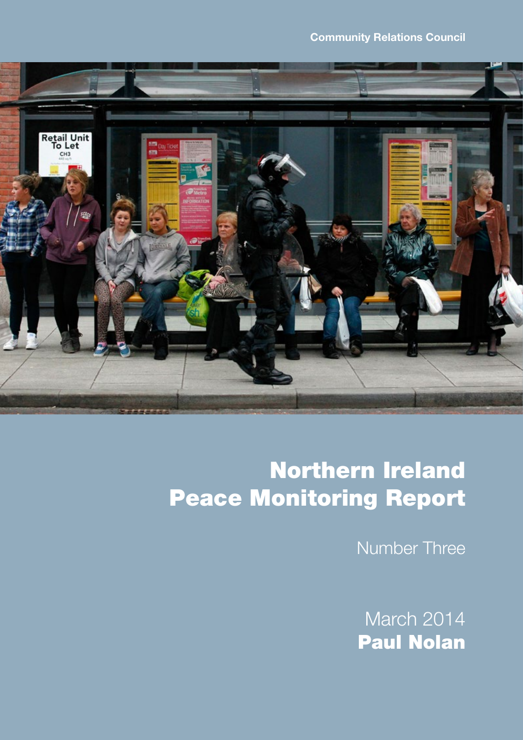Community Relations Council

# Northern Ireland Peace Monitoring Report

Number Three

March 2014

**Paul Nolan**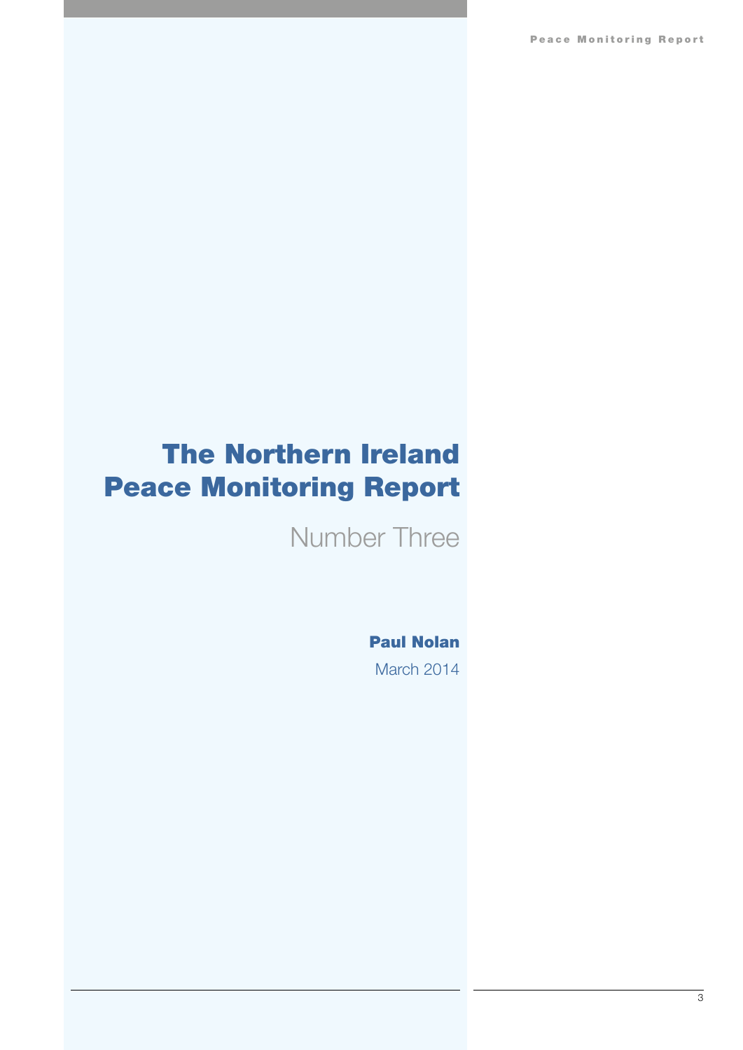# The Northern Ireland Peace Monitoring Report

Number Three

**Paul Nolan**

March 2014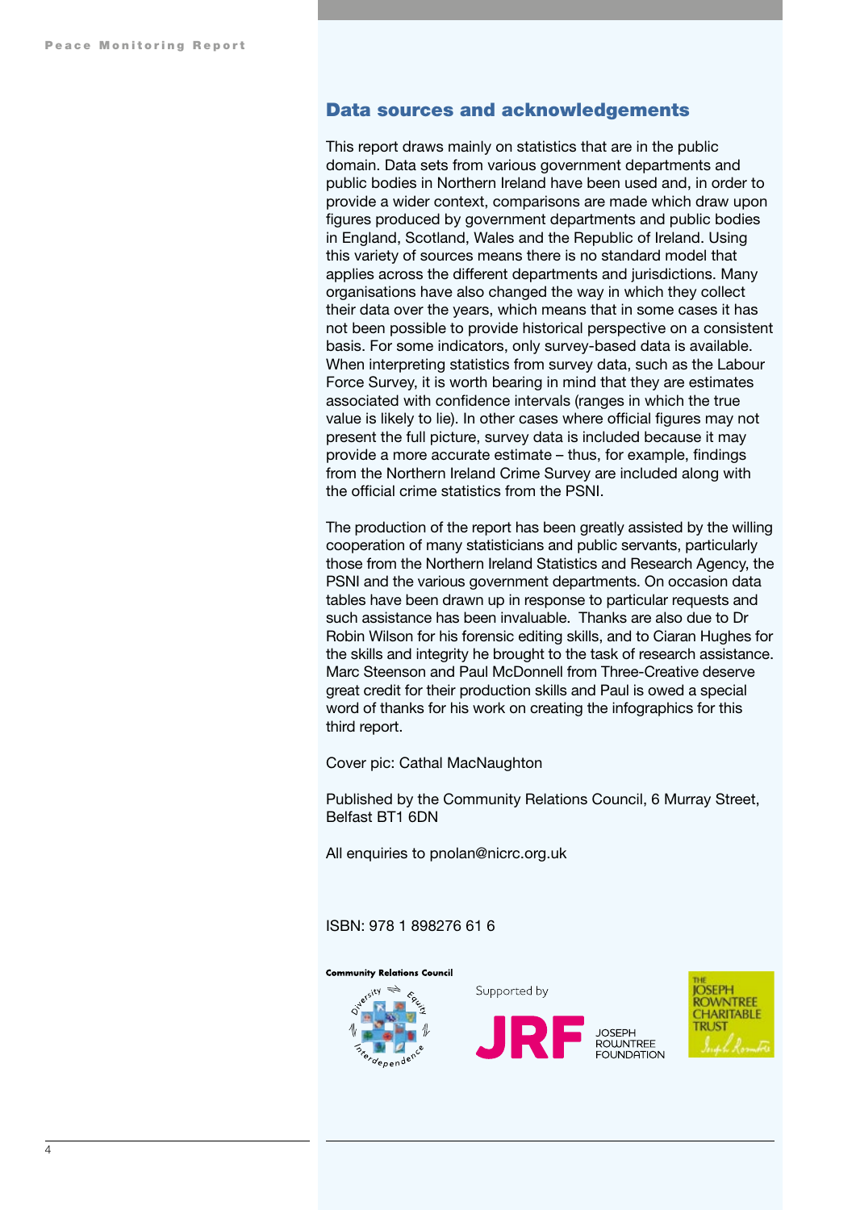## Data sources and acknowledgements

This report draws mainly on statistics that are in the public domain. Data sets from various government departments and public bodies in Northern Ireland have been used and, in order to provide a wider context, comparisons are made which draw upon figures produced by government departments and public bodies in England, Scotland, Wales and the Republic of Ireland. Using this variety of sources means there is no standard model that applies across the different departments and jurisdictions. Many organisations have also changed the way in which they collect their data over the years, which means that in some cases it has not been possible to provide historical perspective on a consistent basis. For some indicators, only survey-based data is available. When interpreting statistics from survey data, such as the Labour Force Survey, it is worth bearing in mind that they are estimates associated with confidence intervals (ranges in which the true value is likely to lie). In other cases where official figures may not present the full picture, survey data is included because it may provide a more accurate estimate – thus, for example, findings from the Northern Ireland Crime Survey are included along with the official crime statistics from the PSNI.

The production of the report has been greatly assisted by the willing cooperation of many statisticians and public servants, particularly those from the Northern Ireland Statistics and Research Agency, the PSNI and the various government departments. On occasion data tables have been drawn up in response to particular requests and such assistance has been invaluable. Thanks are also due to Dr Robin Wilson for his forensic editing skills, and to Ciaran Hughes for the skills and integrity he brought to the task of research assistance. Marc Steenson and Paul McDonnell from Three-Creative deserve great credit for their production skills and Paul is owed a special word of thanks for his work on creating the infographics for this third report.

Cover pic: Cathal MacNaughton

Published by the Community Relations Council, 6 Murray Street, Belfast BT1 6DN

All enquiries to pnolan@nicrc.org.uk

ISBN: 978 1 898276 61 6

Community Relations Council

Supported by

JRF JOSEPH ROWNTREE FOUNDATION

THE JOSEPH ROWNTREE CHARITABLE TRUST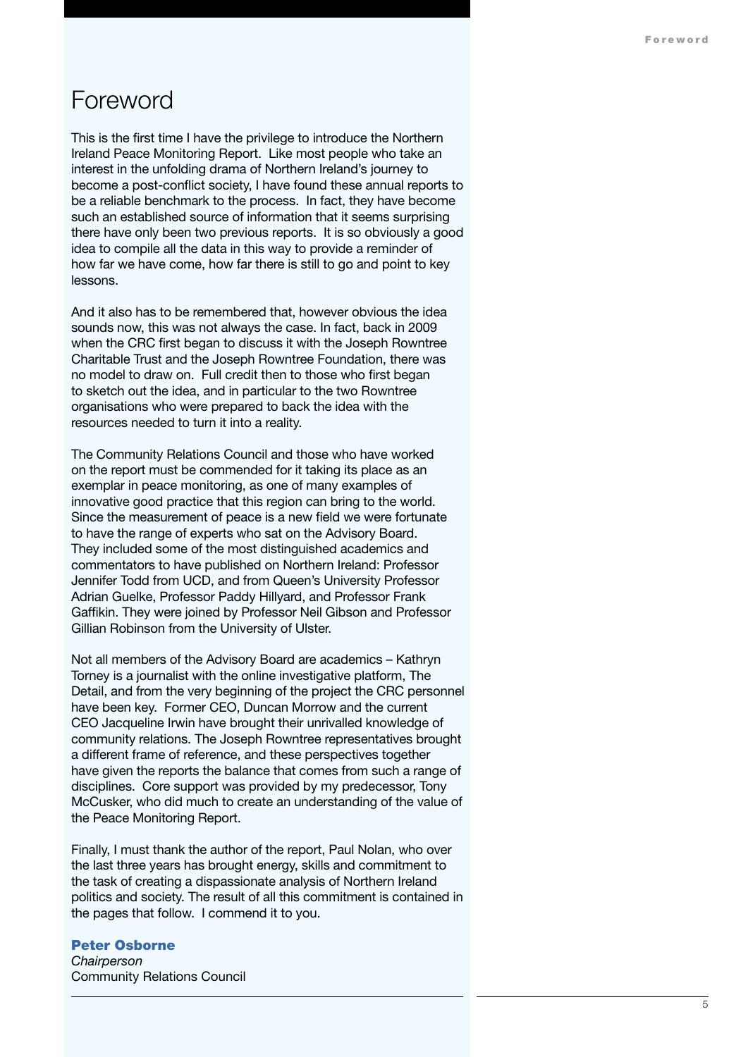# Foreword

This is the first time I have the privilege to introduce the Northern Ireland Peace Monitoring Report. Like most people who take an interest in the unfolding drama of Northern Ireland's journey to become a post-conflict society, I have found these annual reports to be a reliable benchmark to the process. In fact, they have become such an established source of information that it seems surprising there have only been two previous reports. It is so obviously a good idea to compile all the data in this way to provide a reminder of how far we have come, how far there is still to go and point to key lessons.

And it also has to be remembered that, however obvious the idea sounds now, this was not always the case. In fact, back in 2009 when the CRC first began to discuss it with the Joseph Rowntree Charitable Trust and the Joseph Rowntree Foundation, there was no model to draw on. Full credit then to those who first began to sketch out the idea, and in particular to the two Rowntree organisations who were prepared to back the idea with the resources needed to turn it into a reality.

The Community Relations Council and those who have worked on the report must be commended for it taking its place as an exemplar in peace monitoring, as one of many examples of innovative good practice that this region can bring to the world. Since the measurement of peace is a new field we were fortunate to have the range of experts who sat on the Advisory Board. They included some of the most distinguished academics and commentators to have published on Northern Ireland: Professor Jennifer Todd from UCD, and from Queen's University Professor Adrian Guelke, Professor Paddy Hillyard, and Professor Frank Gaffikin. They were joined by Professor Neil Gibson and Professor Gillian Robinson from the University of Ulster.

Not all members of the Advisory Board are academics – Kathryn Torney is a journalist with the online investigative platform, The Detail, and from the very beginning of the project the CRC personnel have been key. Former CEO, Duncan Morrow and the current CEO Jacqueline Irwin have brought their unrivalled knowledge of community relations. The Joseph Rowntree representatives brought a different frame of reference, and these perspectives together have given the reports the balance that comes from such a range of disciplines. Core support was provided by my predecessor, Tony McCusker, who did much to create an understanding of the value of the Peace Monitoring Report.

Finally, I must thank the author of the report, Paul Nolan, who over the last three years has brought energy, skills and commitment to the task of creating a dispassionate analysis of Northern Ireland politics and society. The result of all this commitment is contained in the pages that follow. I commend it to you.

**Peter Osborne**
*Chairperson*
Community Relations Council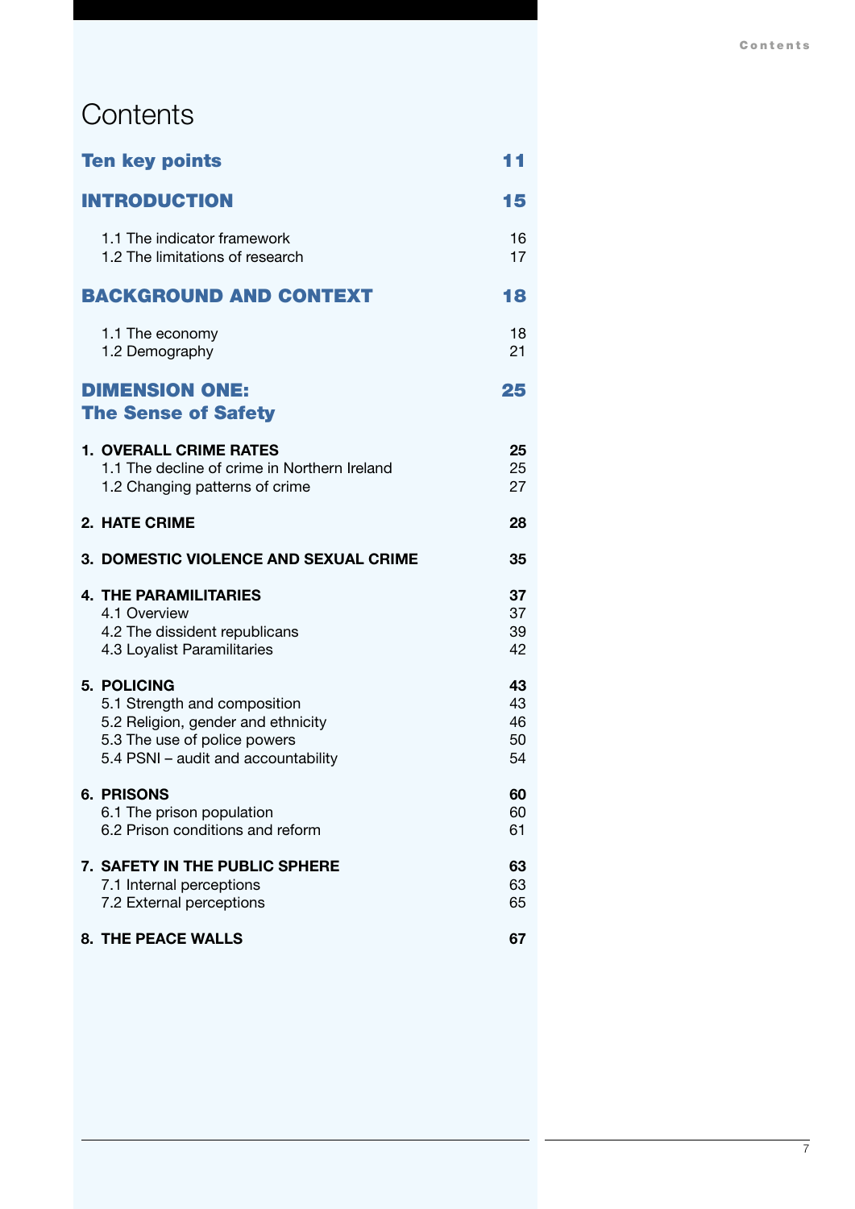# Contents

| | |
|---|---|
| **Ten key points** | **11** |
| **INTRODUCTION** | **15** |
| 1.1 The indicator framework | 16 |
| 1.2 The limitations of research | 17 |
| **BACKGROUND AND CONTEXT** | **18** |
| 1.1 The economy | 18 |
| 1.2 Demography | 21 |
| **DIMENSION ONE: The Sense of Safety** | **25** |
| **1. OVERALL CRIME RATES** | **25** |
| 1.1 The decline of crime in Northern Ireland | 25 |
| 1.2 Changing patterns of crime | 27 |
| **2. HATE CRIME** | **28** |
| **3. DOMESTIC VIOLENCE AND SEXUAL CRIME** | **35** |
| **4. THE PARAMILITARIES** | **37** |
| 4.1 Overview | 37 |
| 4.2 The dissident republicans | 39 |
| 4.3 Loyalist Paramilitaries | 42 |
| **5. POLICING** | **43** |
| 5.1 Strength and composition | 43 |
| 5.2 Religion, gender and ethnicity | 46 |
| 5.3 The use of police powers | 50 |
| 5.4 PSNI – audit and accountability | 54 |
| **6. PRISONS** | **60** |
| 6.1 The prison population | 60 |
| 6.2 Prison conditions and reform | 61 |
| **7. SAFETY IN THE PUBLIC SPHERE** | **63** |
| 7.1 Internal perceptions | 63 |
| 7.2 External perceptions | 65 |
| **8. THE PEACE WALLS** | **67** |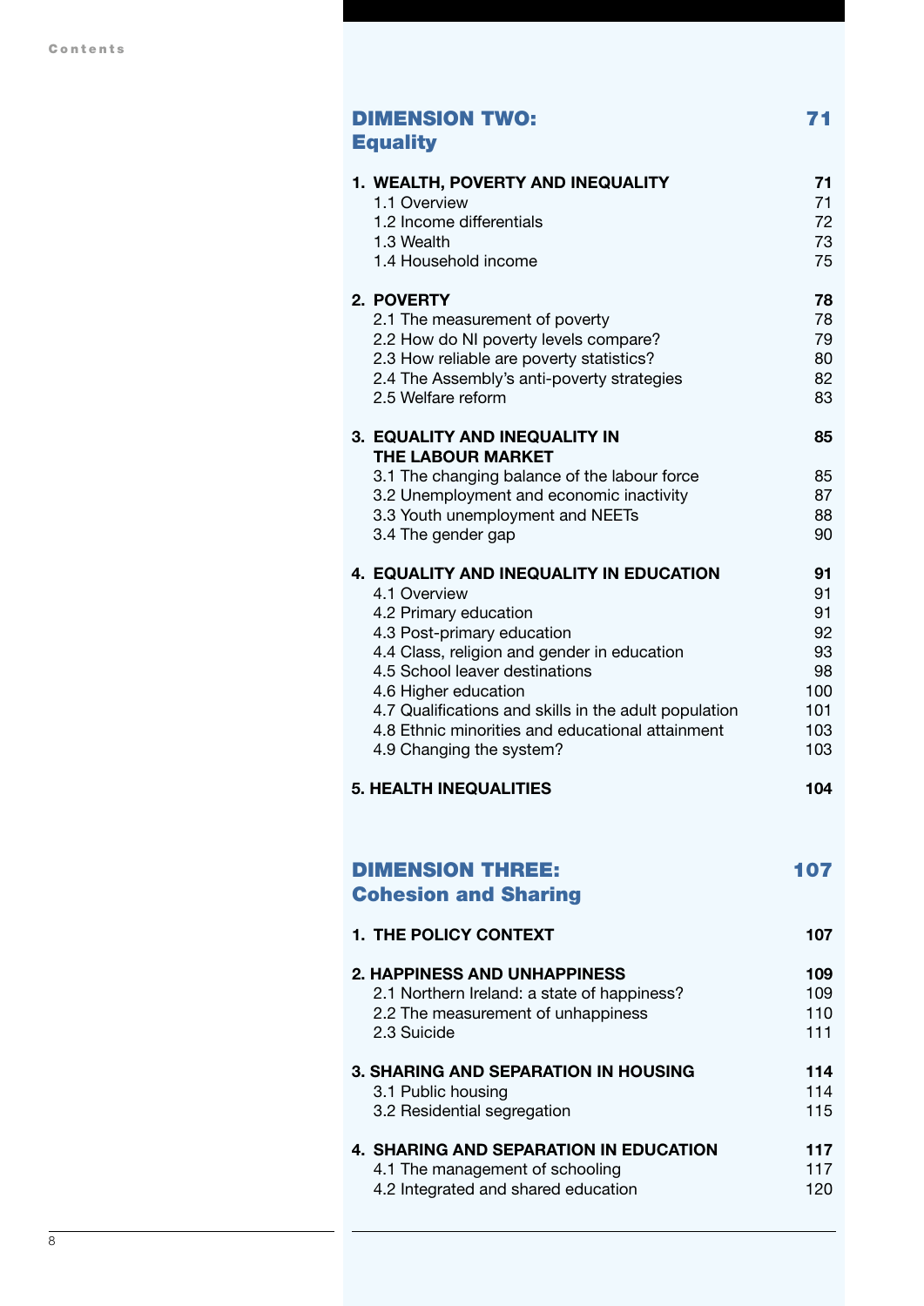Contents

## DIMENSION TWO: Equality — 71

**1. WEALTH, POVERTY AND INEQUALITY — 71**
- 1.1 Overview — 71
- 1.2 Income differentials — 72
- 1.3 Wealth — 73
- 1.4 Household income — 75

**2. POVERTY — 78**
- 2.1 The measurement of poverty — 78
- 2.2 How do NI poverty levels compare? — 79
- 2.3 How reliable are poverty statistics? — 80
- 2.4 The Assembly's anti-poverty strategies — 82
- 2.5 Welfare reform — 83

**3. EQUALITY AND INEQUALITY IN THE LABOUR MARKET — 85**
- 3.1 The changing balance of the labour force — 85
- 3.2 Unemployment and economic inactivity — 87
- 3.3 Youth unemployment and NEETs — 88
- 3.4 The gender gap — 90

**4. EQUALITY AND INEQUALITY IN EDUCATION — 91**
- 4.1 Overview — 91
- 4.2 Primary education — 91
- 4.3 Post-primary education — 92
- 4.4 Class, religion and gender in education — 93
- 4.5 School leaver destinations — 98
- 4.6 Higher education — 100
- 4.7 Qualifications and skills in the adult population — 101
- 4.8 Ethnic minorities and educational attainment — 103
- 4.9 Changing the system? — 103

**5. HEALTH INEQUALITIES — 104**

## DIMENSION THREE: Cohesion and Sharing — 107

**1. THE POLICY CONTEXT — 107**

**2. HAPPINESS AND UNHAPPINESS — 109**
- 2.1 Northern Ireland: a state of happiness? — 109
- 2.2 The measurement of unhappiness — 110
- 2.3 Suicide — 111

**3. SHARING AND SEPARATION IN HOUSING — 114**
- 3.1 Public housing — 114
- 3.2 Residential segregation — 115

**4. SHARING AND SEPARATION IN EDUCATION — 117**
- 4.1 The management of schooling — 117
- 4.2 Integrated and shared education — 120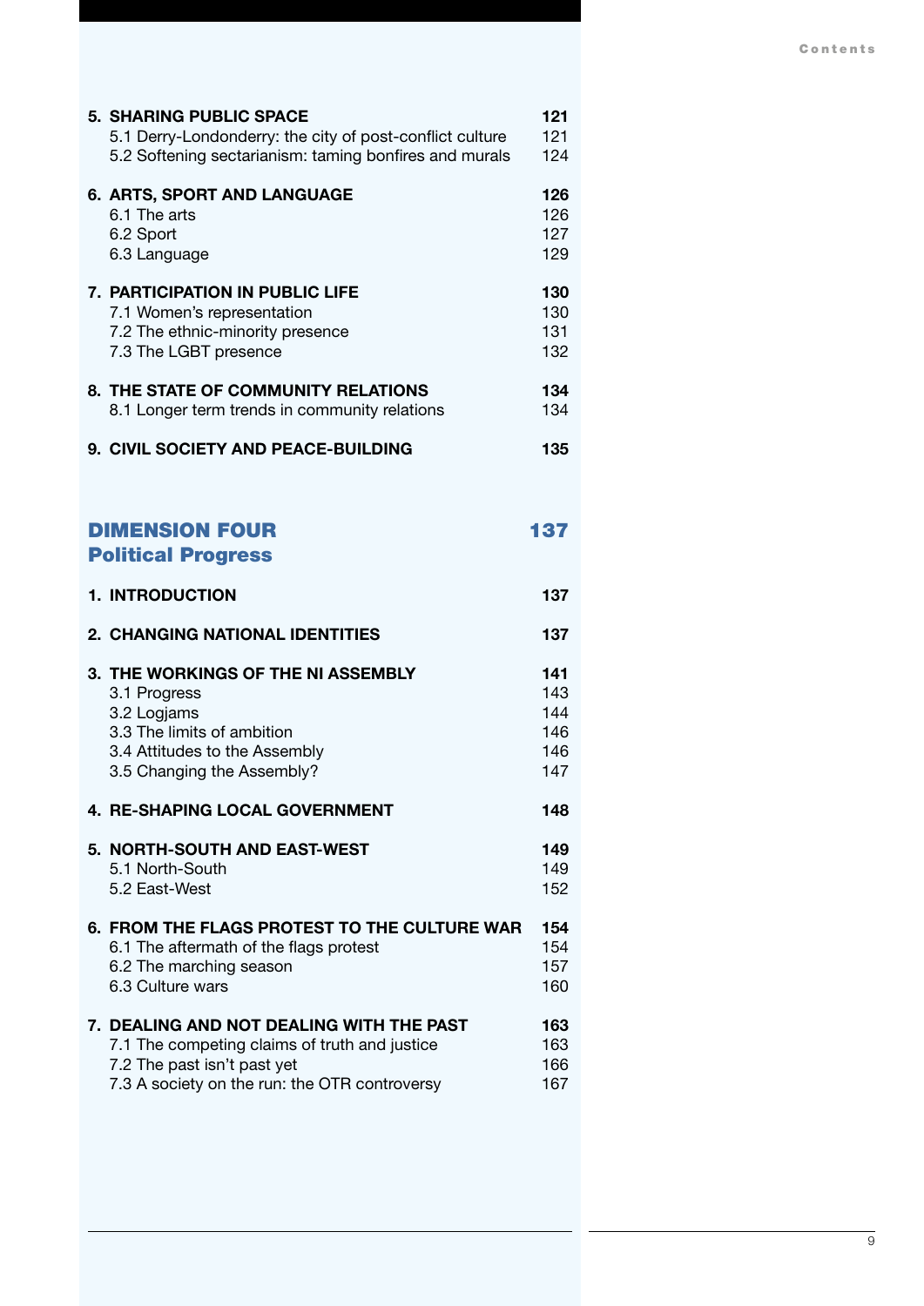| | |
|---|---|
| **5. SHARING PUBLIC SPACE** | **121** |
| 5.1 Derry-Londonderry: the city of post-conflict culture | 121 |
| 5.2 Softening sectarianism: taming bonfires and murals | 124 |
| **6. ARTS, SPORT AND LANGUAGE** | **126** |
| 6.1 The arts | 126 |
| 6.2 Sport | 127 |
| 6.3 Language | 129 |
| **7. PARTICIPATION IN PUBLIC LIFE** | **130** |
| 7.1 Women's representation | 130 |
| 7.2 The ethnic-minority presence | 131 |
| 7.3 The LGBT presence | 132 |
| **8. THE STATE OF COMMUNITY RELATIONS** | **134** |
| 8.1 Longer term trends in community relations | 134 |
| **9. CIVIL SOCIETY AND PEACE-BUILDING** | **135** |

## DIMENSION FOUR — Political Progress — 137

| | |
|---|---|
| **1. INTRODUCTION** | **137** |
| **2. CHANGING NATIONAL IDENTITIES** | **137** |
| **3. THE WORKINGS OF THE NI ASSEMBLY** | **141** |
| 3.1 Progress | 143 |
| 3.2 Logjams | 144 |
| 3.3 The limits of ambition | 146 |
| 3.4 Attitudes to the Assembly | 146 |
| 3.5 Changing the Assembly? | 147 |
| **4. RE-SHAPING LOCAL GOVERNMENT** | **148** |
| **5. NORTH-SOUTH AND EAST-WEST** | **149** |
| 5.1 North-South | 149 |
| 5.2 East-West | 152 |
| **6. FROM THE FLAGS PROTEST TO THE CULTURE WAR** | **154** |
| 6.1 The aftermath of the flags protest | 154 |
| 6.2 The marching season | 157 |
| 6.3 Culture wars | 160 |
| **7. DEALING AND NOT DEALING WITH THE PAST** | **163** |
| 7.1 The competing claims of truth and justice | 163 |
| 7.2 The past isn't past yet | 166 |
| 7.3 A society on the run: the OTR controversy | 167 |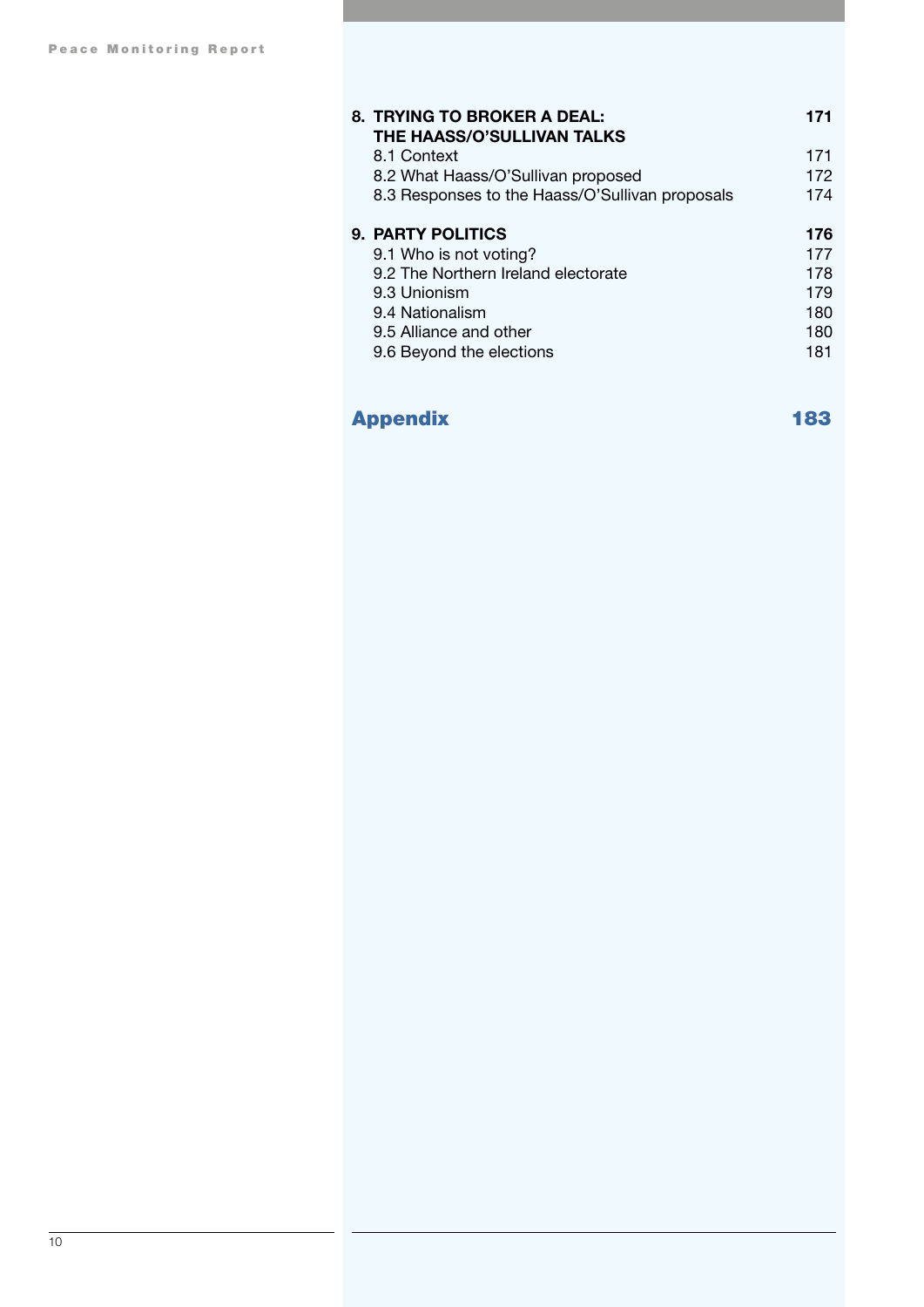| | |
|---|---|
| **8. TRYING TO BROKER A DEAL: THE HAASS/O'SULLIVAN TALKS** | **171** |
| 8.1 Context | 171 |
| 8.2 What Haass/O'Sullivan proposed | 172 |
| 8.3 Responses to the Haass/O'Sullivan proposals | 174 |
| **9. PARTY POLITICS** | **176** |
| 9.1 Who is not voting? | 177 |
| 9.2 The Northern Ireland electorate | 178 |
| 9.3 Unionism | 179 |
| 9.4 Nationalism | 180 |
| 9.5 Alliance and other | 180 |
| 9.6 Beyond the elections | 181 |
| **Appendix** | **183** |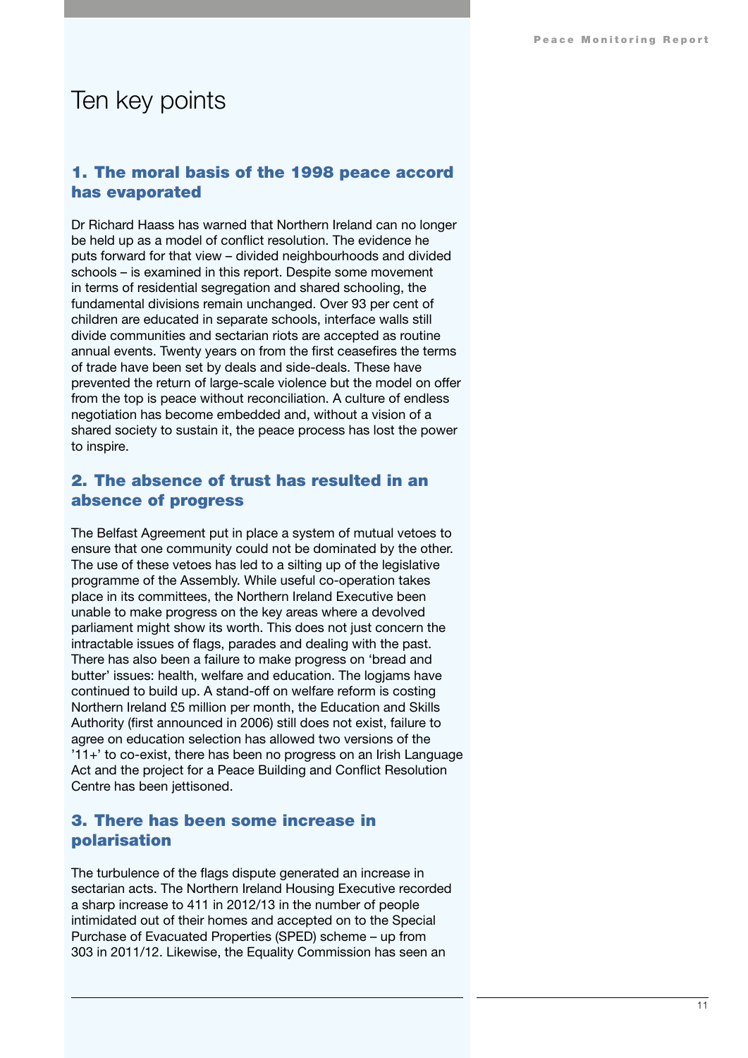# Ten key points

## 1. The moral basis of the 1998 peace accord has evaporated

Dr Richard Haass has warned that Northern Ireland can no longer be held up as a model of conflict resolution. The evidence he puts forward for that view – divided neighbourhoods and divided schools – is examined in this report. Despite some movement in terms of residential segregation and shared schooling, the fundamental divisions remain unchanged. Over 93 per cent of children are educated in separate schools, interface walls still divide communities and sectarian riots are accepted as routine annual events. Twenty years on from the first ceasefires the terms of trade have been set by deals and side-deals. These have prevented the return of large-scale violence but the model on offer from the top is peace without reconciliation. A culture of endless negotiation has become embedded and, without a vision of a shared society to sustain it, the peace process has lost the power to inspire.

## 2. The absence of trust has resulted in an absence of progress

The Belfast Agreement put in place a system of mutual vetoes to ensure that one community could not be dominated by the other. The use of these vetoes has led to a silting up of the legislative programme of the Assembly. While useful co-operation takes place in its committees, the Northern Ireland Executive been unable to make progress on the key areas where a devolved parliament might show its worth. This does not just concern the intractable issues of flags, parades and dealing with the past. There has also been a failure to make progress on 'bread and butter' issues: health, welfare and education. The logjams have continued to build up. A stand-off on welfare reform is costing Northern Ireland £5 million per month, the Education and Skills Authority (first announced in 2006) still does not exist, failure to agree on education selection has allowed two versions of the '11+' to co-exist, there has been no progress on an Irish Language Act and the project for a Peace Building and Conflict Resolution Centre has been jettisoned.

## 3. There has been some increase in polarisation

The turbulence of the flags dispute generated an increase in sectarian acts. The Northern Ireland Housing Executive recorded a sharp increase to 411 in 2012/13 in the number of people intimidated out of their homes and accepted on to the Special Purchase of Evacuated Properties (SPED) scheme – up from 303 in 2011/12. Likewise, the Equality Commission has seen an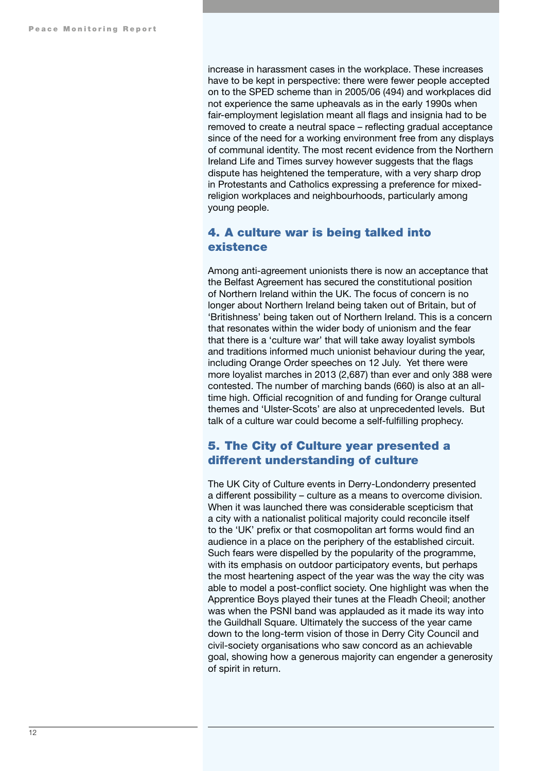increase in harassment cases in the workplace. These increases have to be kept in perspective: there were fewer people accepted on to the SPED scheme than in 2005/06 (494) and workplaces did not experience the same upheavals as in the early 1990s when fair-employment legislation meant all flags and insignia had to be removed to create a neutral space – reflecting gradual acceptance since of the need for a working environment free from any displays of communal identity. The most recent evidence from the Northern Ireland Life and Times survey however suggests that the flags dispute has heightened the temperature, with a very sharp drop in Protestants and Catholics expressing a preference for mixed-religion workplaces and neighbourhoods, particularly among young people.

## 4. A culture war is being talked into existence

Among anti-agreement unionists there is now an acceptance that the Belfast Agreement has secured the constitutional position of Northern Ireland within the UK. The focus of concern is no longer about Northern Ireland being taken out of Britain, but of 'Britishness' being taken out of Northern Ireland. This is a concern that resonates within the wider body of unionism and the fear that there is a 'culture war' that will take away loyalist symbols and traditions informed much unionist behaviour during the year, including Orange Order speeches on 12 July. Yet there were more loyalist marches in 2013 (2,687) than ever and only 388 were contested. The number of marching bands (660) is also at an all-time high. Official recognition of and funding for Orange cultural themes and 'Ulster-Scots' are also at unprecedented levels. But talk of a culture war could become a self-fulfilling prophecy.

## 5. The City of Culture year presented a different understanding of culture

The UK City of Culture events in Derry-Londonderry presented a different possibility – culture as a means to overcome division. When it was launched there was considerable scepticism that a city with a nationalist political majority could reconcile itself to the 'UK' prefix or that cosmopolitan art forms would find an audience in a place on the periphery of the established circuit. Such fears were dispelled by the popularity of the programme, with its emphasis on outdoor participatory events, but perhaps the most heartening aspect of the year was the way the city was able to model a post-conflict society. One highlight was when the Apprentice Boys played their tunes at the Fleadh Cheoil; another was when the PSNI band was applauded as it made its way into the Guildhall Square. Ultimately the success of the year came down to the long-term vision of those in Derry City Council and civil-society organisations who saw concord as an achievable goal, showing how a generous majority can engender a generosity of spirit in return.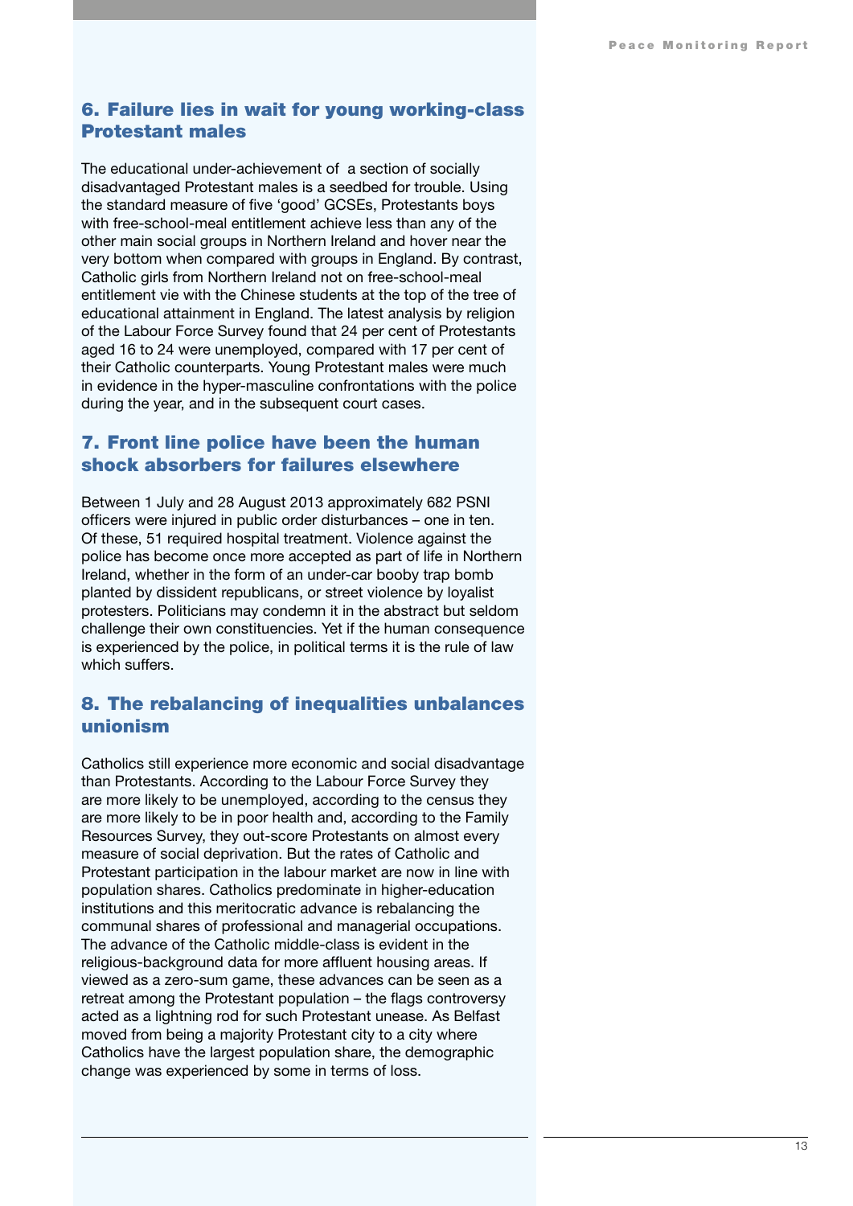## 6. Failure lies in wait for young working-class Protestant males

The educational under-achievement of a section of socially disadvantaged Protestant males is a seedbed for trouble. Using the standard measure of five 'good' GCSEs, Protestants boys with free-school-meal entitlement achieve less than any of the other main social groups in Northern Ireland and hover near the very bottom when compared with groups in England. By contrast, Catholic girls from Northern Ireland not on free-school-meal entitlement vie with the Chinese students at the top of the tree of educational attainment in England. The latest analysis by religion of the Labour Force Survey found that 24 per cent of Protestants aged 16 to 24 were unemployed, compared with 17 per cent of their Catholic counterparts. Young Protestant males were much in evidence in the hyper-masculine confrontations with the police during the year, and in the subsequent court cases.

## 7. Front line police have been the human shock absorbers for failures elsewhere

Between 1 July and 28 August 2013 approximately 682 PSNI officers were injured in public order disturbances – one in ten. Of these, 51 required hospital treatment. Violence against the police has become once more accepted as part of life in Northern Ireland, whether in the form of an under-car booby trap bomb planted by dissident republicans, or street violence by loyalist protesters. Politicians may condemn it in the abstract but seldom challenge their own constituencies. Yet if the human consequence is experienced by the police, in political terms it is the rule of law which suffers.

## 8. The rebalancing of inequalities unbalances unionism

Catholics still experience more economic and social disadvantage than Protestants. According to the Labour Force Survey they are more likely to be unemployed, according to the census they are more likely to be in poor health and, according to the Family Resources Survey, they out-score Protestants on almost every measure of social deprivation. But the rates of Catholic and Protestant participation in the labour market are now in line with population shares. Catholics predominate in higher-education institutions and this meritocratic advance is rebalancing the communal shares of professional and managerial occupations. The advance of the Catholic middle-class is evident in the religious-background data for more affluent housing areas. If viewed as a zero-sum game, these advances can be seen as a retreat among the Protestant population – the flags controversy acted as a lightning rod for such Protestant unease. As Belfast moved from being a majority Protestant city to a city where Catholics have the largest population share, the demographic change was experienced by some in terms of loss.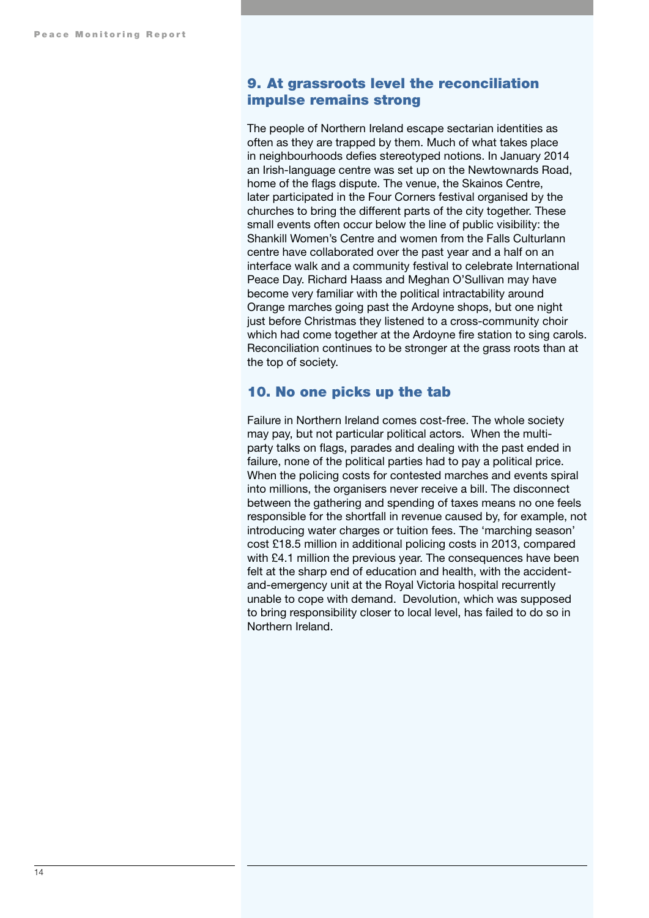## 9. At grassroots level the reconciliation impulse remains strong

The people of Northern Ireland escape sectarian identities as often as they are trapped by them. Much of what takes place in neighbourhoods defies stereotyped notions. In January 2014 an Irish-language centre was set up on the Newtownards Road, home of the flags dispute. The venue, the Skainos Centre, later participated in the Four Corners festival organised by the churches to bring the different parts of the city together. These small events often occur below the line of public visibility: the Shankill Women's Centre and women from the Falls Culturlann centre have collaborated over the past year and a half on an interface walk and a community festival to celebrate International Peace Day. Richard Haass and Meghan O'Sullivan may have become very familiar with the political intractability around Orange marches going past the Ardoyne shops, but one night just before Christmas they listened to a cross-community choir which had come together at the Ardoyne fire station to sing carols. Reconciliation continues to be stronger at the grass roots than at the top of society.

## 10. No one picks up the tab

Failure in Northern Ireland comes cost-free. The whole society may pay, but not particular political actors. When the multi-party talks on flags, parades and dealing with the past ended in failure, none of the political parties had to pay a political price. When the policing costs for contested marches and events spiral into millions, the organisers never receive a bill. The disconnect between the gathering and spending of taxes means no one feels responsible for the shortfall in revenue caused by, for example, not introducing water charges or tuition fees. The 'marching season' cost £18.5 million in additional policing costs in 2013, compared with £4.1 million the previous year. The consequences have been felt at the sharp end of education and health, with the accident-and-emergency unit at the Royal Victoria hospital recurrently unable to cope with demand. Devolution, which was supposed to bring responsibility closer to local level, has failed to do so in Northern Ireland.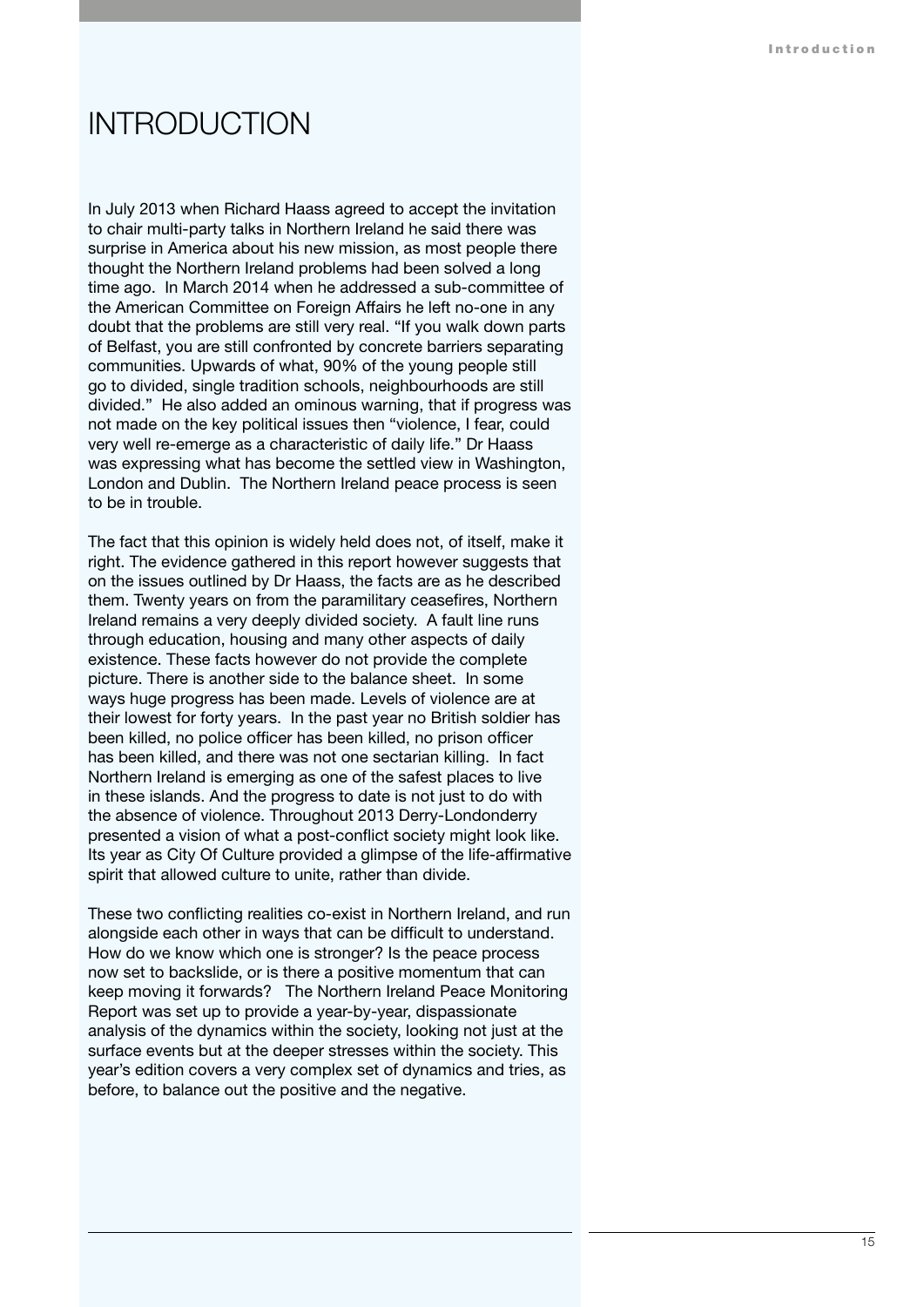# INTRODUCTION

In July 2013 when Richard Haass agreed to accept the invitation to chair multi-party talks in Northern Ireland he said there was surprise in America about his new mission, as most people there thought the Northern Ireland problems had been solved a long time ago. In March 2014 when he addressed a sub-committee of the American Committee on Foreign Affairs he left no-one in any doubt that the problems are still very real. "If you walk down parts of Belfast, you are still confronted by concrete barriers separating communities. Upwards of what, 90% of the young people still go to divided, single tradition schools, neighbourhoods are still divided." He also added an ominous warning, that if progress was not made on the key political issues then "violence, I fear, could very well re-emerge as a characteristic of daily life." Dr Haass was expressing what has become the settled view in Washington, London and Dublin. The Northern Ireland peace process is seen to be in trouble.

The fact that this opinion is widely held does not, of itself, make it right. The evidence gathered in this report however suggests that on the issues outlined by Dr Haass, the facts are as he described them. Twenty years on from the paramilitary ceasefires, Northern Ireland remains a very deeply divided society. A fault line runs through education, housing and many other aspects of daily existence. These facts however do not provide the complete picture. There is another side to the balance sheet. In some ways huge progress has been made. Levels of violence are at their lowest for forty years. In the past year no British soldier has been killed, no police officer has been killed, no prison officer has been killed, and there was not one sectarian killing. In fact Northern Ireland is emerging as one of the safest places to live in these islands. And the progress to date is not just to do with the absence of violence. Throughout 2013 Derry-Londonderry presented a vision of what a post-conflict society might look like. Its year as City Of Culture provided a glimpse of the life-affirmative spirit that allowed culture to unite, rather than divide.

These two conflicting realities co-exist in Northern Ireland, and run alongside each other in ways that can be difficult to understand. How do we know which one is stronger? Is the peace process now set to backslide, or is there a positive momentum that can keep moving it forwards? The Northern Ireland Peace Monitoring Report was set up to provide a year-by-year, dispassionate analysis of the dynamics within the society, looking not just at the surface events but at the deeper stresses within the society. This year's edition covers a very complex set of dynamics and tries, as before, to balance out the positive and the negative.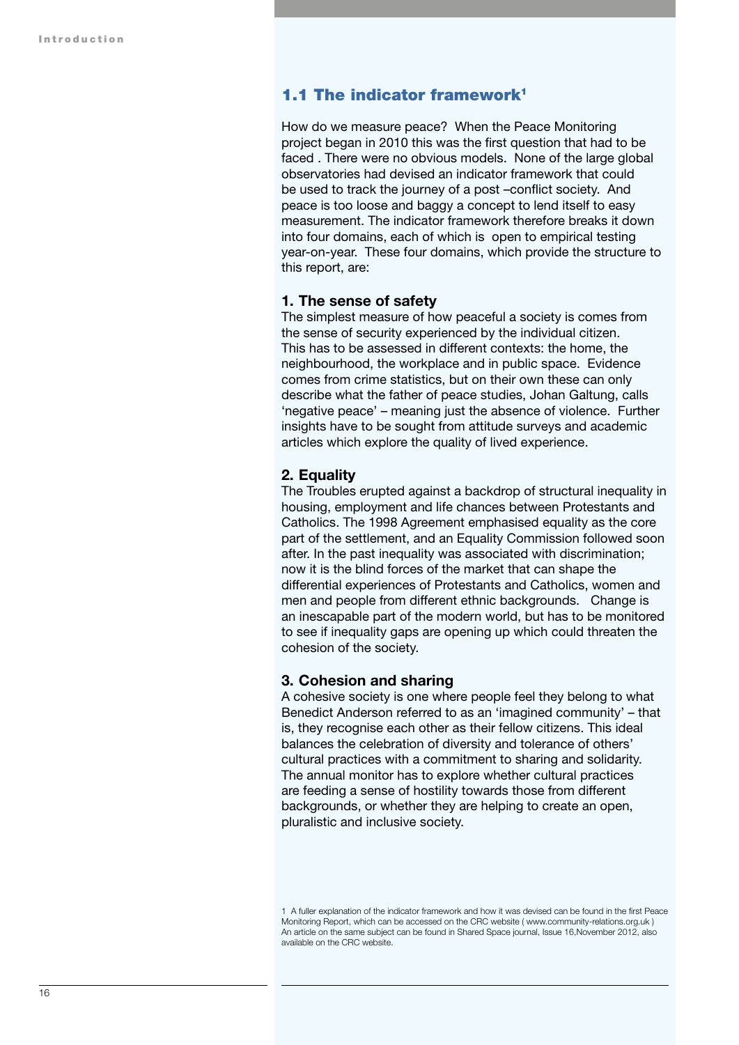## 1.1 The indicator framework[1]

How do we measure peace? When the Peace Monitoring project began in 2010 this was the first question that had to be faced . There were no obvious models. None of the large global observatories had devised an indicator framework that could be used to track the journey of a post –conflict society. And peace is too loose and baggy a concept to lend itself to easy measurement. The indicator framework therefore breaks it down into four domains, each of which is open to empirical testing year-on-year. These four domains, which provide the structure to this report, are:

### 1. The sense of safety

The simplest measure of how peaceful a society is comes from the sense of security experienced by the individual citizen. This has to be assessed in different contexts: the home, the neighbourhood, the workplace and in public space. Evidence comes from crime statistics, but on their own these can only describe what the father of peace studies, Johan Galtung, calls 'negative peace' – meaning just the absence of violence. Further insights have to be sought from attitude surveys and academic articles which explore the quality of lived experience.

### 2. Equality

The Troubles erupted against a backdrop of structural inequality in housing, employment and life chances between Protestants and Catholics. The 1998 Agreement emphasised equality as the core part of the settlement, and an Equality Commission followed soon after. In the past inequality was associated with discrimination; now it is the blind forces of the market that can shape the differential experiences of Protestants and Catholics, women and men and people from different ethnic backgrounds. Change is an inescapable part of the modern world, but has to be monitored to see if inequality gaps are opening up which could threaten the cohesion of the society.

### 3. Cohesion and sharing

A cohesive society is one where people feel they belong to what Benedict Anderson referred to as an 'imagined community' – that is, they recognise each other as their fellow citizens. This ideal balances the celebration of diversity and tolerance of others' cultural practices with a commitment to sharing and solidarity. The annual monitor has to explore whether cultural practices are feeding a sense of hostility towards those from different backgrounds, or whether they are helping to create an open, pluralistic and inclusive society.

1 A fuller explanation of the indicator framework and how it was devised can be found in the first Peace Monitoring Report, which can be accessed on the CRC website ( www.community-relations.org.uk ) An article on the same subject can be found in Shared Space journal, Issue 16,November 2012, also available on the CRC website.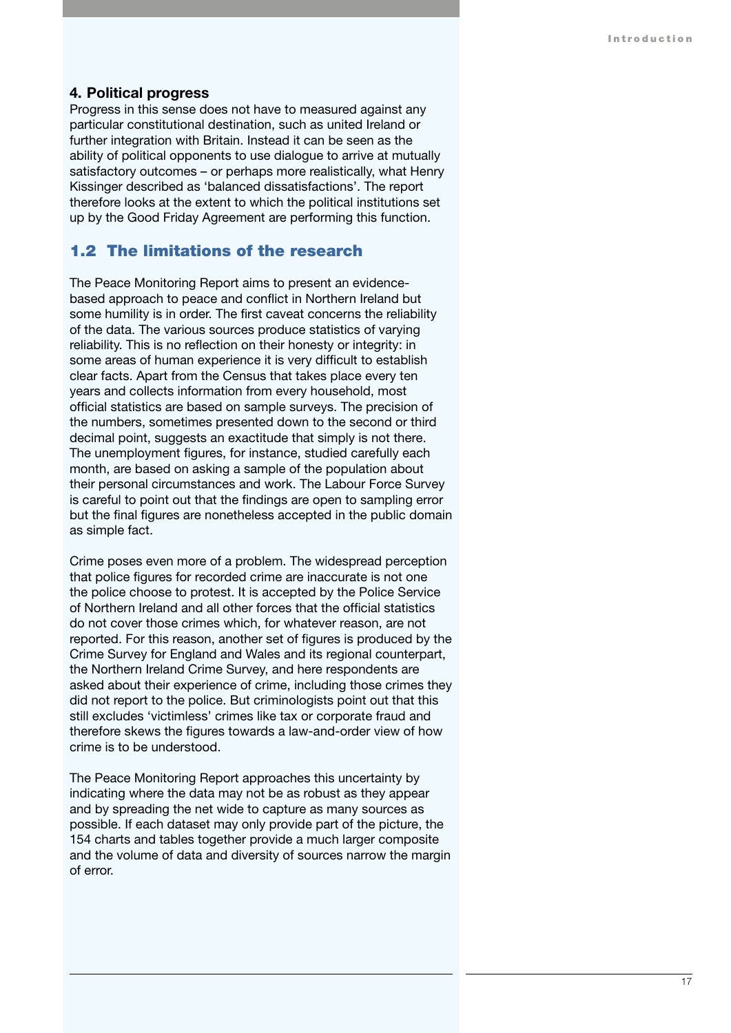### 4. Political progress

Progress in this sense does not have to measured against any particular constitutional destination, such as united Ireland or further integration with Britain. Instead it can be seen as the ability of political opponents to use dialogue to arrive at mutually satisfactory outcomes – or perhaps more realistically, what Henry Kissinger described as 'balanced dissatisfactions'. The report therefore looks at the extent to which the political institutions set up by the Good Friday Agreement are performing this function.

## 1.2 The limitations of the research

The Peace Monitoring Report aims to present an evidence-based approach to peace and conflict in Northern Ireland but some humility is in order. The first caveat concerns the reliability of the data. The various sources produce statistics of varying reliability. This is no reflection on their honesty or integrity: in some areas of human experience it is very difficult to establish clear facts. Apart from the Census that takes place every ten years and collects information from every household, most official statistics are based on sample surveys. The precision of the numbers, sometimes presented down to the second or third decimal point, suggests an exactitude that simply is not there. The unemployment figures, for instance, studied carefully each month, are based on asking a sample of the population about their personal circumstances and work. The Labour Force Survey is careful to point out that the findings are open to sampling error but the final figures are nonetheless accepted in the public domain as simple fact.

Crime poses even more of a problem. The widespread perception that police figures for recorded crime are inaccurate is not one the police choose to protest. It is accepted by the Police Service of Northern Ireland and all other forces that the official statistics do not cover those crimes which, for whatever reason, are not reported. For this reason, another set of figures is produced by the Crime Survey for England and Wales and its regional counterpart, the Northern Ireland Crime Survey, and here respondents are asked about their experience of crime, including those crimes they did not report to the police. But criminologists point out that this still excludes 'victimless' crimes like tax or corporate fraud and therefore skews the figures towards a law-and-order view of how crime is to be understood.

The Peace Monitoring Report approaches this uncertainty by indicating where the data may not be as robust as they appear and by spreading the net wide to capture as many sources as possible. If each dataset may only provide part of the picture, the 154 charts and tables together provide a much larger composite and the volume of data and diversity of sources narrow the margin of error.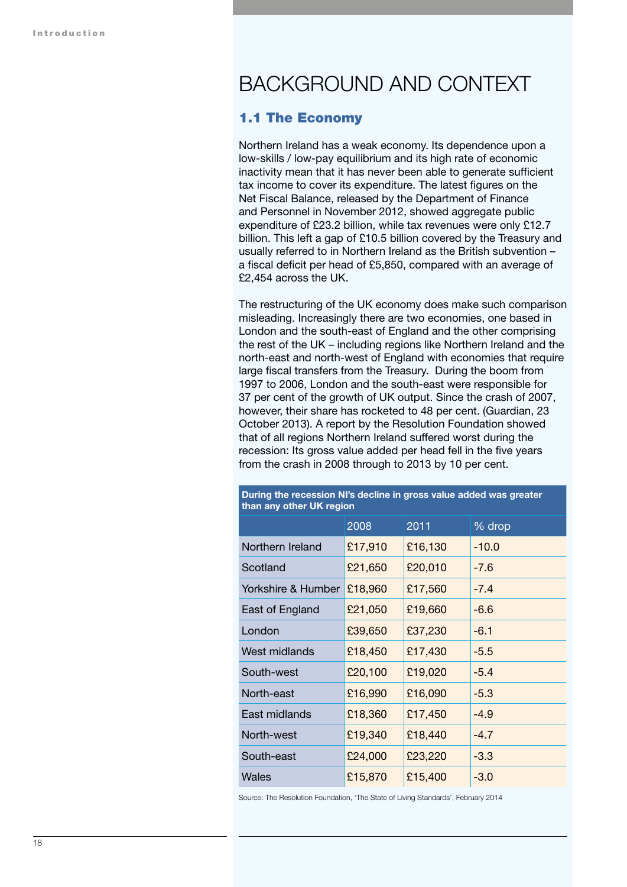# BACKGROUND AND CONTEXT

## 1.1 The Economy

Northern Ireland has a weak economy. Its dependence upon a low-skills / low-pay equilibrium and its high rate of economic inactivity mean that it has never been able to generate sufficient tax income to cover its expenditure. The latest figures on the Net Fiscal Balance, released by the Department of Finance and Personnel in November 2012, showed aggregate public expenditure of £23.2 billion, while tax revenues were only £12.7 billion. This left a gap of £10.5 billion covered by the Treasury and usually referred to in Northern Ireland as the British subvention – a fiscal deficit per head of £5,850, compared with an average of £2,454 across the UK.

The restructuring of the UK economy does make such comparison misleading. Increasingly there are two economies, one based in London and the south-east of England and the other comprising the rest of the UK – including regions like Northern Ireland and the north-east and north-west of England with economies that require large fiscal transfers from the Treasury. During the boom from 1997 to 2006, London and the south-east were responsible for 37 per cent of the growth of UK output. Since the crash of 2007, however, their share has rocketed to 48 per cent. (Guardian, 23 October 2013). A report by the Resolution Foundation showed that of all regions Northern Ireland suffered worst during the recession: Its gross value added per head fell in the five years from the crash in 2008 through to 2013 by 10 per cent.

**During the recession NI's decline in gross value added was greater than any other UK region**

| | 2008 | 2011 | % drop |
|---|---|---|---|
| Northern Ireland | £17,910 | £16,130 | -10.0 |
| Scotland | £21,650 | £20,010 | -7.6 |
| Yorkshire & Humber | £18,960 | £17,560 | -7.4 |
| East of England | £21,050 | £19,660 | -6.6 |
| London | £39,650 | £37,230 | -6.1 |
| West midlands | £18,450 | £17,430 | -5.5 |
| South-west | £20,100 | £19,020 | -5.4 |
| North-east | £16,990 | £16,090 | -5.3 |
| East midlands | £18,360 | £17,450 | -4.9 |
| North-west | £19,340 | £18,440 | -4.7 |
| South-east | £24,000 | £23,220 | -3.3 |
| Wales | £15,870 | £15,400 | -3.0 |

Source: The Resolution Foundation, 'The State of Living Standards', February 2014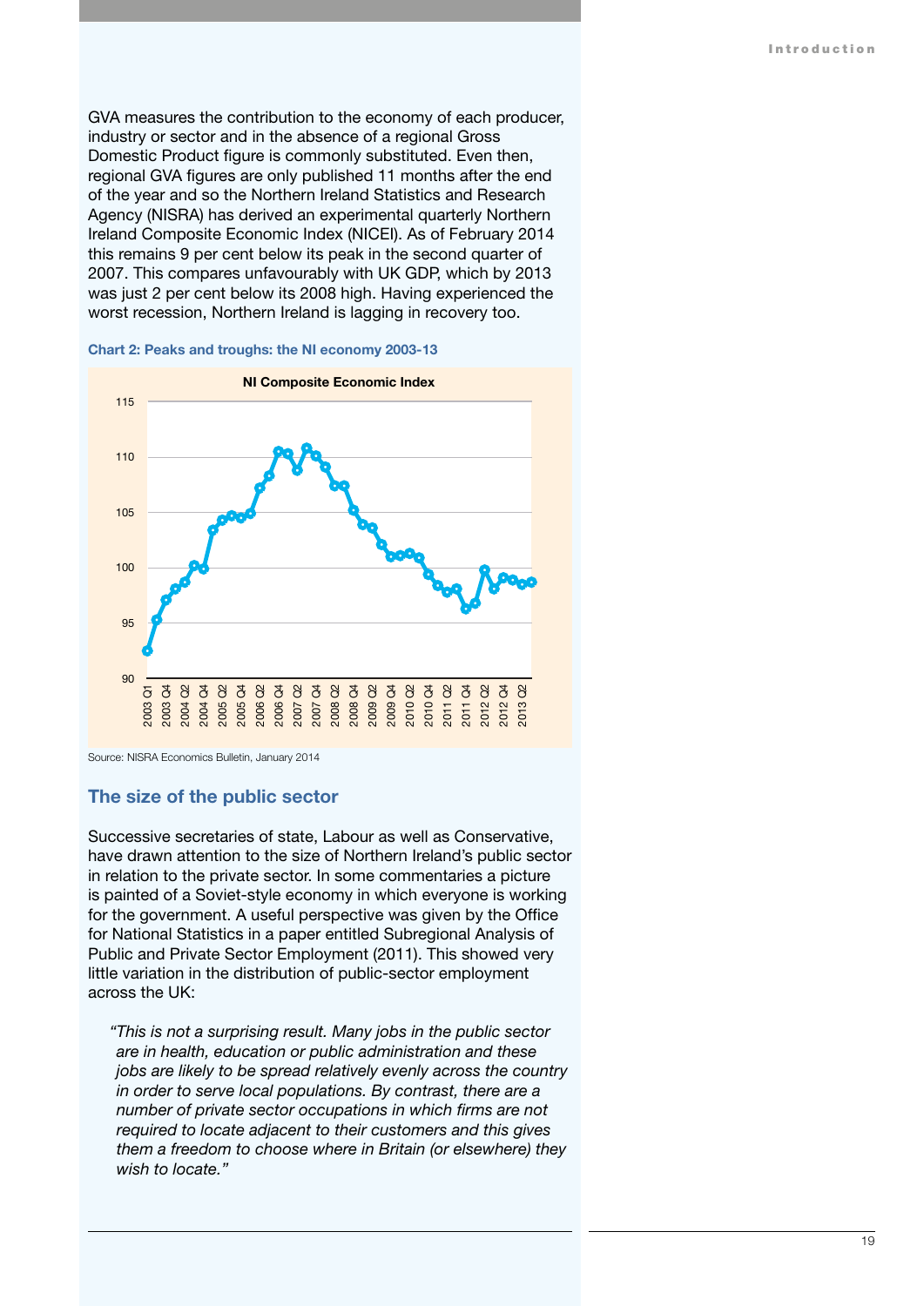GVA measures the contribution to the economy of each producer, industry or sector and in the absence of a regional Gross Domestic Product figure is commonly substituted. Even then, regional GVA figures are only published 11 months after the end of the year and so the Northern Ireland Statistics and Research Agency (NISRA) has derived an experimental quarterly Northern Ireland Composite Economic Index (NICEI). As of February 2014 this remains 9 per cent below its peak in the second quarter of 2007. This compares unfavourably with UK GDP, which by 2013 was just 2 per cent below its 2008 high. Having experienced the worst recession, Northern Ireland is lagging in recovery too.

**Chart 2: Peaks and troughs: the NI economy 2003-13**

Source: NISRA Economics Bulletin, January 2014

## The size of the public sector

Successive secretaries of state, Labour as well as Conservative, have drawn attention to the size of Northern Ireland's public sector in relation to the private sector. In some commentaries a picture is painted of a Soviet-style economy in which everyone is working for the government. A useful perspective was given by the Office for National Statistics in a paper entitled Subregional Analysis of Public and Private Sector Employment (2011). This showed very little variation in the distribution of public-sector employment across the UK:

> *"This is not a surprising result. Many jobs in the public sector are in health, education or public administration and these jobs are likely to be spread relatively evenly across the country in order to serve local populations. By contrast, there are a number of private sector occupations in which firms are not required to locate adjacent to their customers and this gives them a freedom to choose where in Britain (or elsewhere) they wish to locate."*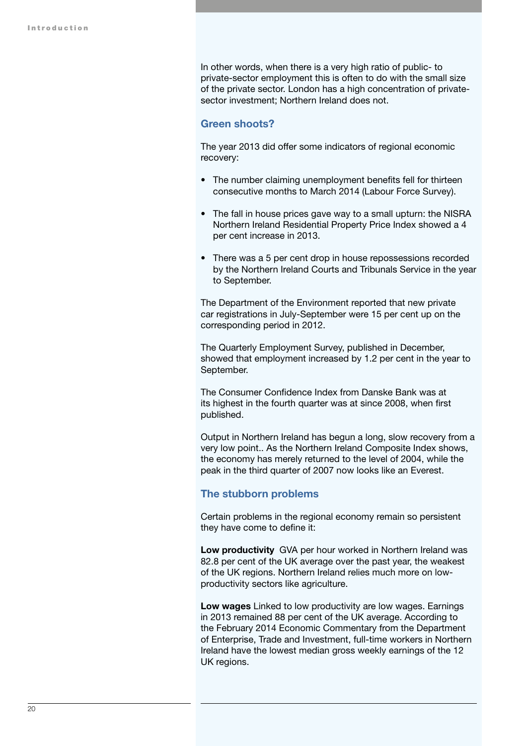In other words, when there is a very high ratio of public- to private-sector employment this is often to do with the small size of the private sector. London has a high concentration of private-sector investment; Northern Ireland does not.

## Green shoots?

The year 2013 did offer some indicators of regional economic recovery:

- The number claiming unemployment benefits fell for thirteen consecutive months to March 2014 (Labour Force Survey).
- The fall in house prices gave way to a small upturn: the NISRA Northern Ireland Residential Property Price Index showed a 4 per cent increase in 2013.
- There was a 5 per cent drop in house repossessions recorded by the Northern Ireland Courts and Tribunals Service in the year to September.

The Department of the Environment reported that new private car registrations in July-September were 15 per cent up on the corresponding period in 2012.

The Quarterly Employment Survey, published in December, showed that employment increased by 1.2 per cent in the year to September.

The Consumer Confidence Index from Danske Bank was at its highest in the fourth quarter was at since 2008, when first published.

Output in Northern Ireland has begun a long, slow recovery from a very low point.. As the Northern Ireland Composite Index shows, the economy has merely returned to the level of 2004, while the peak in the third quarter of 2007 now looks like an Everest.

## The stubborn problems

Certain problems in the regional economy remain so persistent they have come to define it:

**Low productivity** GVA per hour worked in Northern Ireland was 82.8 per cent of the UK average over the past year, the weakest of the UK regions. Northern Ireland relies much more on low-productivity sectors like agriculture.

**Low wages** Linked to low productivity are low wages. Earnings in 2013 remained 88 per cent of the UK average. According to the February 2014 Economic Commentary from the Department of Enterprise, Trade and Investment, full-time workers in Northern Ireland have the lowest median gross weekly earnings of the 12 UK regions.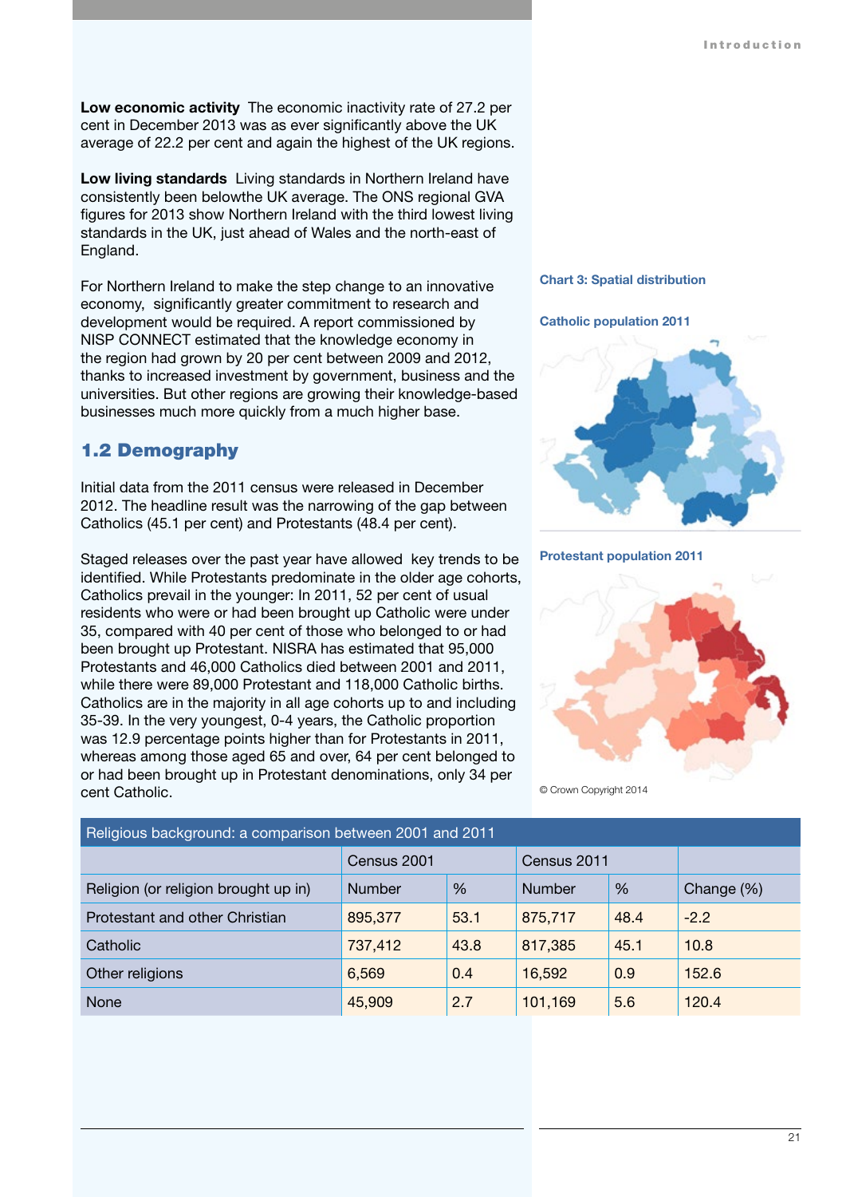**Low economic activity** The economic inactivity rate of 27.2 per cent in December 2013 was as ever significantly above the UK average of 22.2 per cent and again the highest of the UK regions.

**Low living standards** Living standards in Northern Ireland have consistently been belowthe UK average. The ONS regional GVA figures for 2013 show Northern Ireland with the third lowest living standards in the UK, just ahead of Wales and the north-east of England.

For Northern Ireland to make the step change to an innovative economy, significantly greater commitment to research and development would be required. A report commissioned by NISP CONNECT estimated that the knowledge economy in the region had grown by 20 per cent between 2009 and 2012, thanks to increased investment by government, business and the universities. But other regions are growing their knowledge-based businesses much more quickly from a much higher base.

## 1.2 Demography

Initial data from the 2011 census were released in December 2012. The headline result was the narrowing of the gap between Catholics (45.1 per cent) and Protestants (48.4 per cent).

Staged releases over the past year have allowed key trends to be identified. While Protestants predominate in the older age cohorts, Catholics prevail in the younger: In 2011, 52 per cent of usual residents who were or had been brought up Catholic were under 35, compared with 40 per cent of those who belonged to or had been brought up Protestant. NISRA has estimated that 95,000 Protestants and 46,000 Catholics died between 2001 and 2011, while there were 89,000 Protestant and 118,000 Catholic births. Catholics are in the majority in all age cohorts up to and including 35-39. In the very youngest, 0-4 years, the Catholic proportion was 12.9 percentage points higher than for Protestants in 2011, whereas among those aged 65 and over, 64 per cent belonged to or had been brought up in Protestant denominations, only 34 per cent Catholic.

**Chart 3: Spatial distribution**

**Catholic population 2011**

**Protestant population 2011**

© Crown Copyright 2014

Religious background: a comparison between 2001 and 2011

| | Census 2001 | | Census 2011 | | |
|---|---|---|---|---|---|
| Religion (or religion brought up in) | Number | % | Number | % | Change (%) |
| Protestant and other Christian | 895,377 | 53.1 | 875,717 | 48.4 | -2.2 |
| Catholic | 737,412 | 43.8 | 817,385 | 45.1 | 10.8 |
| Other religions | 6,569 | 0.4 | 16,592 | 0.9 | 152.6 |
| None | 45,909 | 2.7 | 101,169 | 5.6 | 120.4 |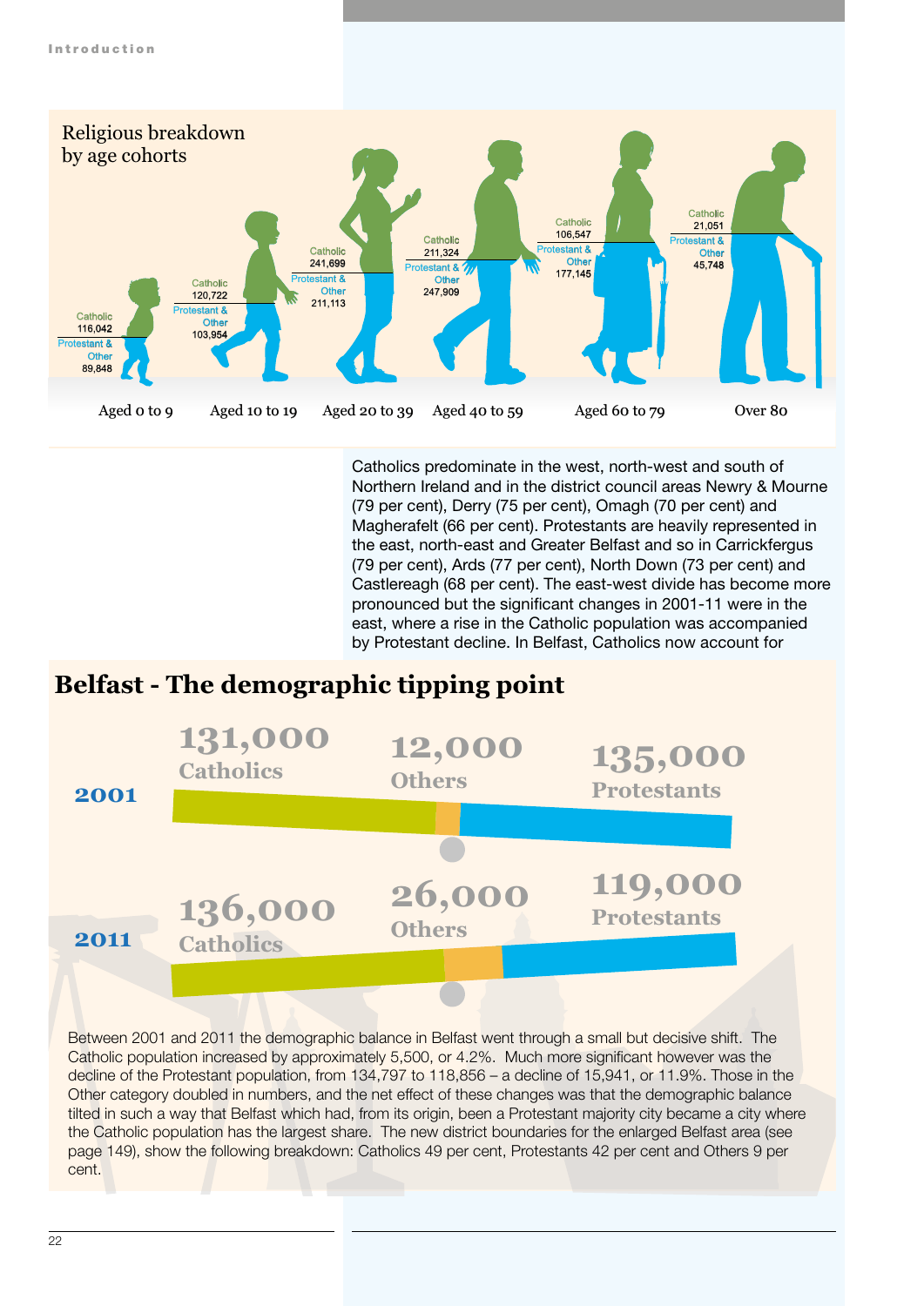## Religious breakdown by age cohorts

| | Aged 0 to 9 | Aged 10 to 19 | Aged 20 to 39 | Aged 40 to 59 | Aged 60 to 79 | Over 80 |
|---|---|---|---|---|---|---|
| Catholic | 116,042 | 120,722 | 241,699 | 211,324 | 106,547 | 21,051 |
| Protestant & Other | 89,848 | 103,954 | 211,113 | 247,909 | 177,145 | 45,748 |

Catholics predominate in the west, north-west and south of Northern Ireland and in the district council areas Newry & Mourne (79 per cent), Derry (75 per cent), Omagh (70 per cent) and Magherafelt (66 per cent). Protestants are heavily represented in the east, north-east and Greater Belfast and so in Carrickfergus (79 per cent), Ards (77 per cent), North Down (73 per cent) and Castlereagh (68 per cent). The east-west divide has become more pronounced but the significant changes in 2001-11 were in the east, where a rise in the Catholic population was accompanied by Protestant decline. In Belfast, Catholics now account for

## Belfast - The demographic tipping point

| | Catholics | Others | Protestants |
|---|---|---|---|
| 2001 | 131,000 | 12,000 | 135,000 |
| 2011 | 136,000 | 26,000 | 119,000 |

Between 2001 and 2011 the demographic balance in Belfast went through a small but decisive shift. The Catholic population increased by approximately 5,500, or 4.2%. Much more significant however was the decline of the Protestant population, from 134,797 to 118,856 – a decline of 15,941, or 11.9%. Those in the Other category doubled in numbers, and the net effect of these changes was that the demographic balance tilted in such a way that Belfast which had, from its origin, been a Protestant majority city became a city where the Catholic population has the largest share. The new district boundaries for the enlarged Belfast area (see page 149), show the following breakdown: Catholics 49 per cent, Protestants 42 per cent and Others 9 per cent.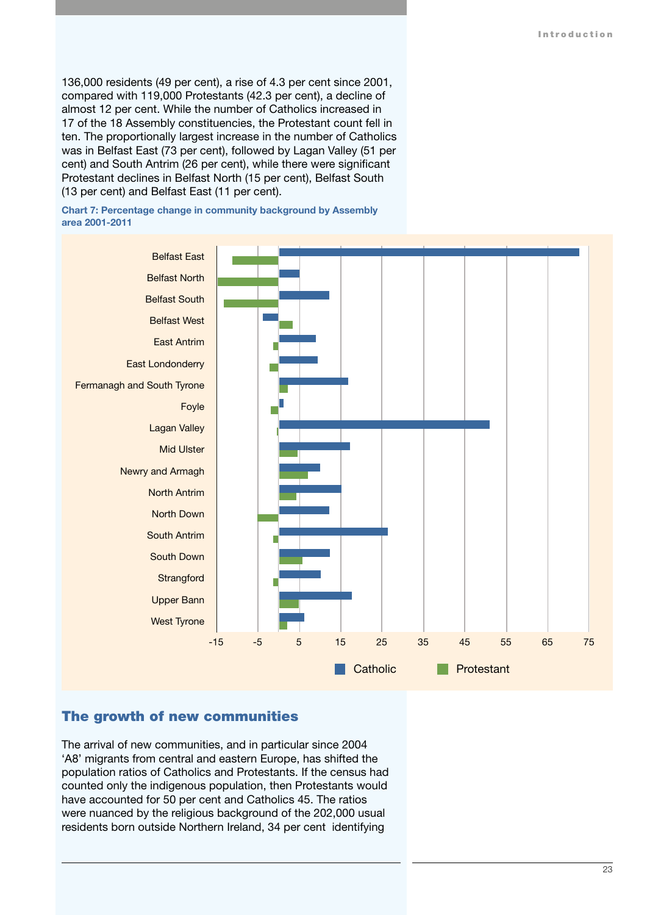136,000 residents (49 per cent), a rise of 4.3 per cent since 2001, compared with 119,000 Protestants (42.3 per cent), a decline of almost 12 per cent. While the number of Catholics increased in 17 of the 18 Assembly constituencies, the Protestant count fell in ten. The proportionally largest increase in the number of Catholics was in Belfast East (73 per cent), followed by Lagan Valley (51 per cent) and South Antrim (26 per cent), while there were significant Protestant declines in Belfast North (15 per cent), Belfast South (13 per cent) and Belfast East (11 per cent).

**Chart 7: Percentage change in community background by Assembly area 2001-2011**

## The growth of new communities

The arrival of new communities, and in particular since 2004 'A8' migrants from central and eastern Europe, has shifted the population ratios of Catholics and Protestants. If the census had counted only the indigenous population, then Protestants would have accounted for 50 per cent and Catholics 45. The ratios were nuanced by the religious background of the 202,000 usual residents born outside Northern Ireland, 34 per cent identifying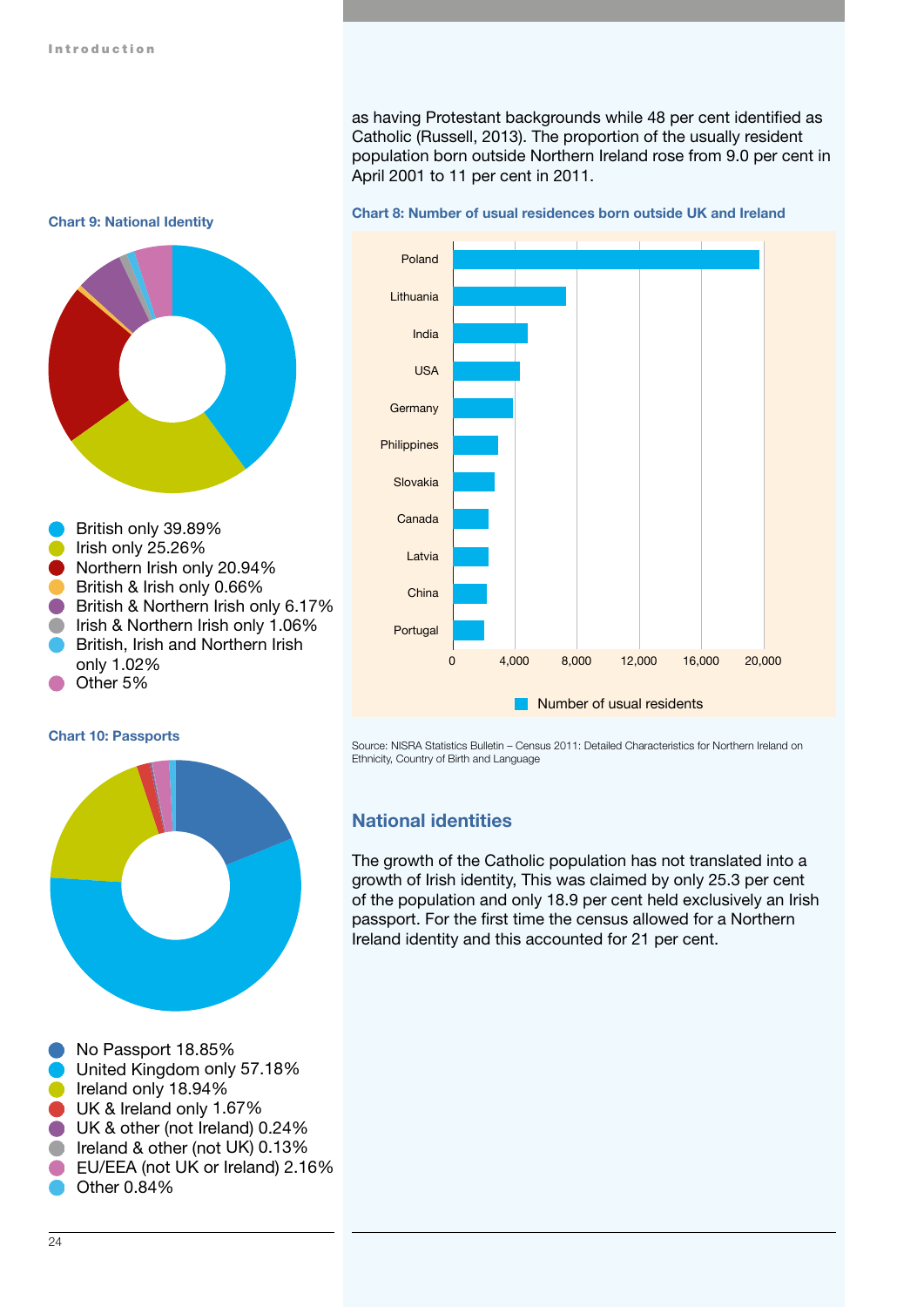as having Protestant backgrounds while 48 per cent identified as Catholic (Russell, 2013). The proportion of the usually resident population born outside Northern Ireland rose from 9.0 per cent in April 2001 to 11 per cent in 2011.

**Chart 8: Number of usual residences born outside UK and Ireland**

Poland
Lithuania
India
USA
Germany
Philippines
Slovakia
Canada
Latvia
China
Portugal

0
4,000
8,000
12,000
16,000
20,000

Number of usual residents

Source: NISRA Statistics Bulletin – Census 2011: Detailed Characteristics for Northern Ireland on Ethnicity, Country of Birth and Language

**Chart 9: National Identity**

British only 39.89%
Irish only 25.26%
Northern Irish only 20.94%
British & Irish only 0.66%
British & Northern Irish only 6.17%
Irish & Northern Irish only 1.06%
British, Irish and Northern Irish only 1.02%
Other 5%

**Chart 10: Passports**

No Passport 18.85%
United Kingdom only 57.18%
Ireland only 18.94%
UK & Ireland only 1.67%
UK & other (not Ireland) 0.24%
Ireland & other (not UK) 0.13%
EU/EEA (not UK or Ireland) 2.16%
Other 0.84%

## National identities

The growth of the Catholic population has not translated into a growth of Irish identity, This was claimed by only 25.3 per cent of the population and only 18.9 per cent held exclusively an Irish passport. For the first time the census allowed for a Northern Ireland identity and this accounted for 21 per cent.